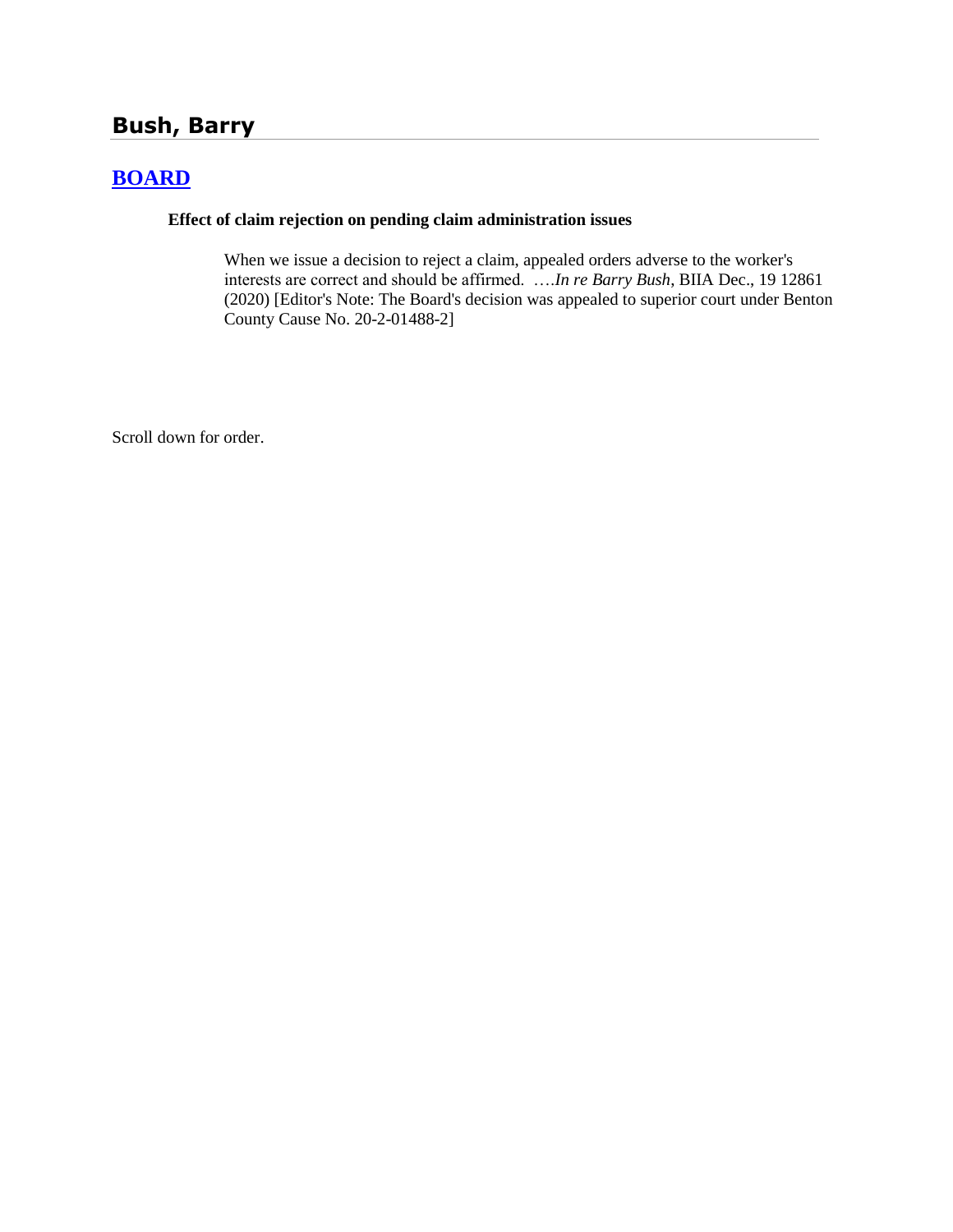## Bush, Barry

## [BOARD]

**Effect of claim rejection on pending claim administration issues**

> When we issue a decision to reject a claim, appealed orders adverse to the worker's interests are correct and should be affirmed. ….*In re Barry Bush*, BIIA Dec., 19 12861 (2020) [Editor's Note: The Board's decision was appealed to superior court under Benton County Cause No. 20-2-01488-2]

Scroll down for order.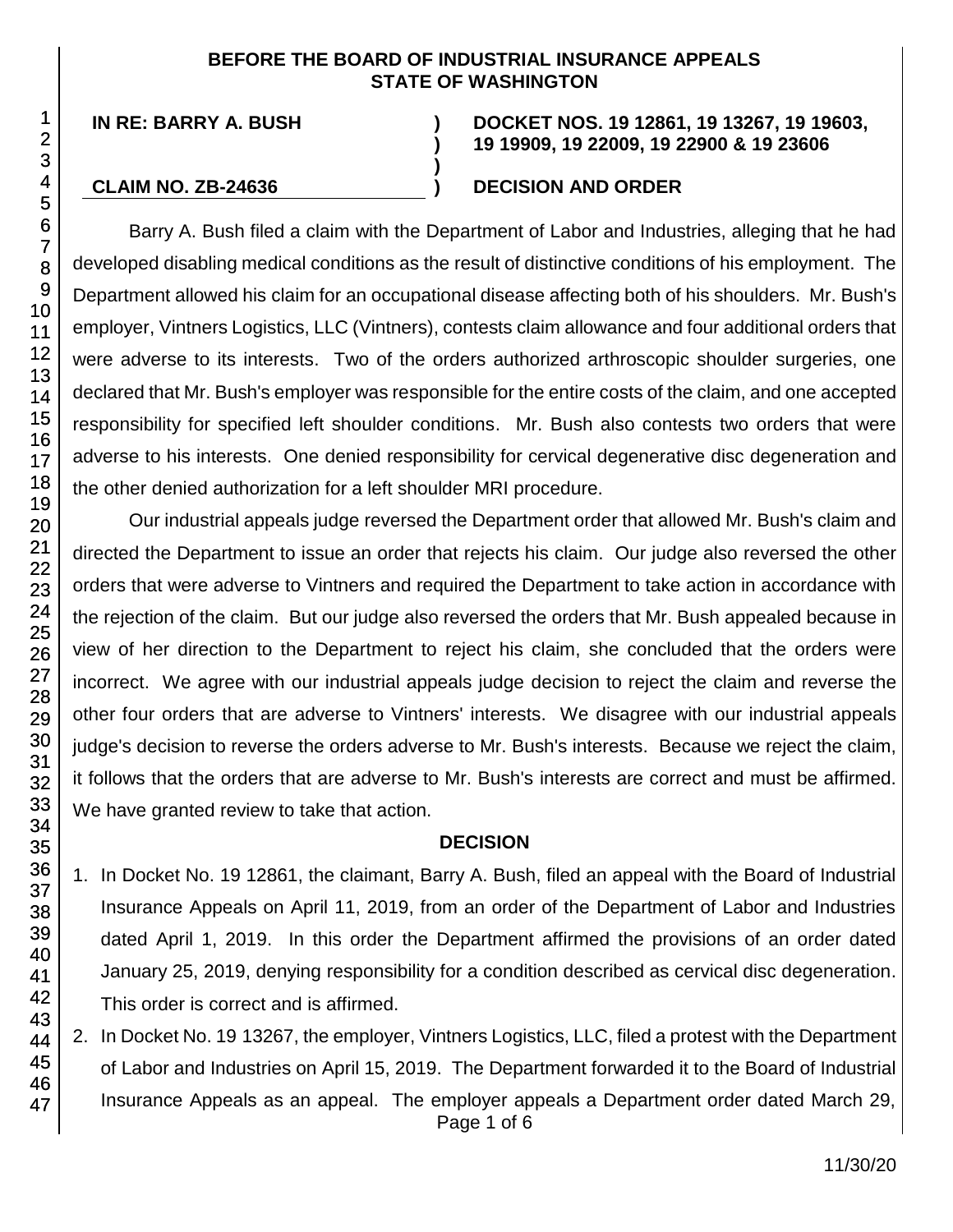**BEFORE THE BOARD OF INDUSTRIAL INSURANCE APPEALS**
**STATE OF WASHINGTON**

| | | |
|---|---|---|
| **IN RE: BARRY A. BUSH** | **)** | **DOCKET NOS. 19 12861, 19 13267, 19 19603, 19 19909, 19 22009, 19 22900 & 19 23606** |
| | **)** | |
| | **)** | |
| **CLAIM NO. ZB-24636** | **)** | **DECISION AND ORDER** |

Barry A. Bush filed a claim with the Department of Labor and Industries, alleging that he had developed disabling medical conditions as the result of distinctive conditions of his employment. The Department allowed his claim for an occupational disease affecting both of his shoulders. Mr. Bush's employer, Vintners Logistics, LLC (Vintners), contests claim allowance and four additional orders that were adverse to its interests. Two of the orders authorized arthroscopic shoulder surgeries, one declared that Mr. Bush's employer was responsible for the entire costs of the claim, and one accepted responsibility for specified left shoulder conditions. Mr. Bush also contests two orders that were adverse to his interests. One denied responsibility for cervical degenerative disc degeneration and the other denied authorization for a left shoulder MRI procedure.

Our industrial appeals judge reversed the Department order that allowed Mr. Bush's claim and directed the Department to issue an order that rejects his claim. Our judge also reversed the other orders that were adverse to Vintners and required the Department to take action in accordance with the rejection of the claim. But our judge also reversed the orders that Mr. Bush appealed because in view of her direction to the Department to reject his claim, she concluded that the orders were incorrect. We agree with our industrial appeals judge decision to reject the claim and reverse the other four orders that are adverse to Vintners' interests. We disagree with our industrial appeals judge's decision to reverse the orders adverse to Mr. Bush's interests. Because we reject the claim, it follows that the orders that are adverse to Mr. Bush's interests are correct and must be affirmed. We have granted review to take that action.

## DECISION

1. In Docket No. 19 12861, the claimant, Barry A. Bush, filed an appeal with the Board of Industrial Insurance Appeals on April 11, 2019, from an order of the Department of Labor and Industries dated April 1, 2019. In this order the Department affirmed the provisions of an order dated January 25, 2019, denying responsibility for a condition described as cervical disc degeneration. This order is correct and is affirmed.

2. In Docket No. 19 13267, the employer, Vintners Logistics, LLC, filed a protest with the Department of Labor and Industries on April 15, 2019. The Department forwarded it to the Board of Industrial Insurance Appeals as an appeal. The employer appeals a Department order dated March 29,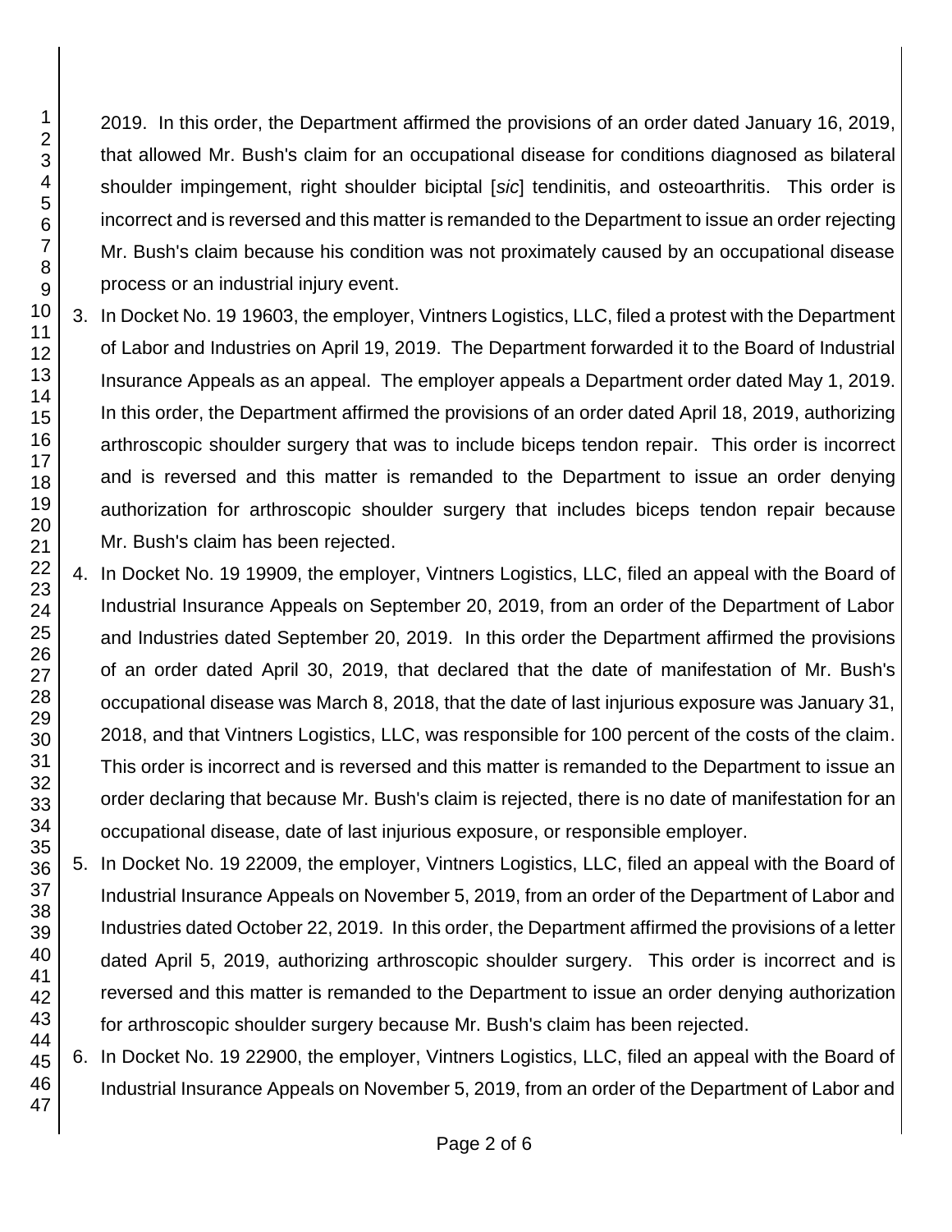2019. In this order, the Department affirmed the provisions of an order dated January 16, 2019, that allowed Mr. Bush's claim for an occupational disease for conditions diagnosed as bilateral shoulder impingement, right shoulder biciptal [*sic*] tendinitis, and osteoarthritis. This order is incorrect and is reversed and this matter is remanded to the Department to issue an order rejecting Mr. Bush's claim because his condition was not proximately caused by an occupational disease process or an industrial injury event.

3. In Docket No. 19 19603, the employer, Vintners Logistics, LLC, filed a protest with the Department of Labor and Industries on April 19, 2019. The Department forwarded it to the Board of Industrial Insurance Appeals as an appeal. The employer appeals a Department order dated May 1, 2019. In this order, the Department affirmed the provisions of an order dated April 18, 2019, authorizing arthroscopic shoulder surgery that was to include biceps tendon repair. This order is incorrect and is reversed and this matter is remanded to the Department to issue an order denying authorization for arthroscopic shoulder surgery that includes biceps tendon repair because Mr. Bush's claim has been rejected.
4. In Docket No. 19 19909, the employer, Vintners Logistics, LLC, filed an appeal with the Board of Industrial Insurance Appeals on September 20, 2019, from an order of the Department of Labor and Industries dated September 20, 2019. In this order the Department affirmed the provisions of an order dated April 30, 2019, that declared that the date of manifestation of Mr. Bush's occupational disease was March 8, 2018, that the date of last injurious exposure was January 31, 2018, and that Vintners Logistics, LLC, was responsible for 100 percent of the costs of the claim. This order is incorrect and is reversed and this matter is remanded to the Department to issue an order declaring that because Mr. Bush's claim is rejected, there is no date of manifestation for an occupational disease, date of last injurious exposure, or responsible employer.
5. In Docket No. 19 22009, the employer, Vintners Logistics, LLC, filed an appeal with the Board of Industrial Insurance Appeals on November 5, 2019, from an order of the Department of Labor and Industries dated October 22, 2019. In this order, the Department affirmed the provisions of a letter dated April 5, 2019, authorizing arthroscopic shoulder surgery. This order is incorrect and is reversed and this matter is remanded to the Department to issue an order denying authorization for arthroscopic shoulder surgery because Mr. Bush's claim has been rejected.
6. In Docket No. 19 22900, the employer, Vintners Logistics, LLC, filed an appeal with the Board of Industrial Insurance Appeals on November 5, 2019, from an order of the Department of Labor and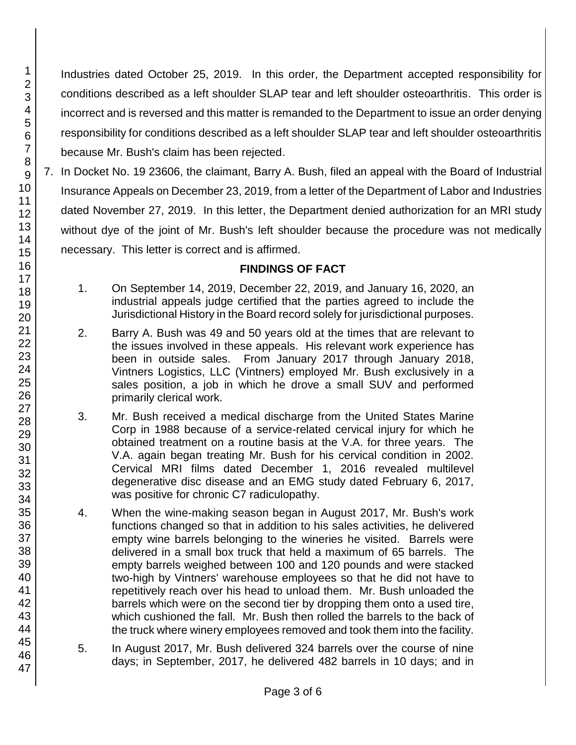Industries dated October 25, 2019. In this order, the Department accepted responsibility for conditions described as a left shoulder SLAP tear and left shoulder osteoarthritis. This order is incorrect and is reversed and this matter is remanded to the Department to issue an order denying responsibility for conditions described as a left shoulder SLAP tear and left shoulder osteoarthritis because Mr. Bush's claim has been rejected.

7. In Docket No. 19 23606, the claimant, Barry A. Bush, filed an appeal with the Board of Industrial Insurance Appeals on December 23, 2019, from a letter of the Department of Labor and Industries dated November 27, 2019. In this letter, the Department denied authorization for an MRI study without dye of the joint of Mr. Bush's left shoulder because the procedure was not medically necessary. This letter is correct and is affirmed.

## FINDINGS OF FACT

1. On September 14, 2019, December 22, 2019, and January 16, 2020, an industrial appeals judge certified that the parties agreed to include the Jurisdictional History in the Board record solely for jurisdictional purposes.

2. Barry A. Bush was 49 and 50 years old at the times that are relevant to the issues involved in these appeals. His relevant work experience has been in outside sales. From January 2017 through January 2018, Vintners Logistics, LLC (Vintners) employed Mr. Bush exclusively in a sales position, a job in which he drove a small SUV and performed primarily clerical work.

3. Mr. Bush received a medical discharge from the United States Marine Corp in 1988 because of a service-related cervical injury for which he obtained treatment on a routine basis at the V.A. for three years. The V.A. again began treating Mr. Bush for his cervical condition in 2002. Cervical MRI films dated December 1, 2016 revealed multilevel degenerative disc disease and an EMG study dated February 6, 2017, was positive for chronic C7 radiculopathy.

4. When the wine-making season began in August 2017, Mr. Bush's work functions changed so that in addition to his sales activities, he delivered empty wine barrels belonging to the wineries he visited. Barrels were delivered in a small box truck that held a maximum of 65 barrels. The empty barrels weighed between 100 and 120 pounds and were stacked two-high by Vintners' warehouse employees so that he did not have to repetitively reach over his head to unload them. Mr. Bush unloaded the barrels which were on the second tier by dropping them onto a used tire, which cushioned the fall. Mr. Bush then rolled the barrels to the back of the truck where winery employees removed and took them into the facility.

5. In August 2017, Mr. Bush delivered 324 barrels over the course of nine days; in September, 2017, he delivered 482 barrels in 10 days; and in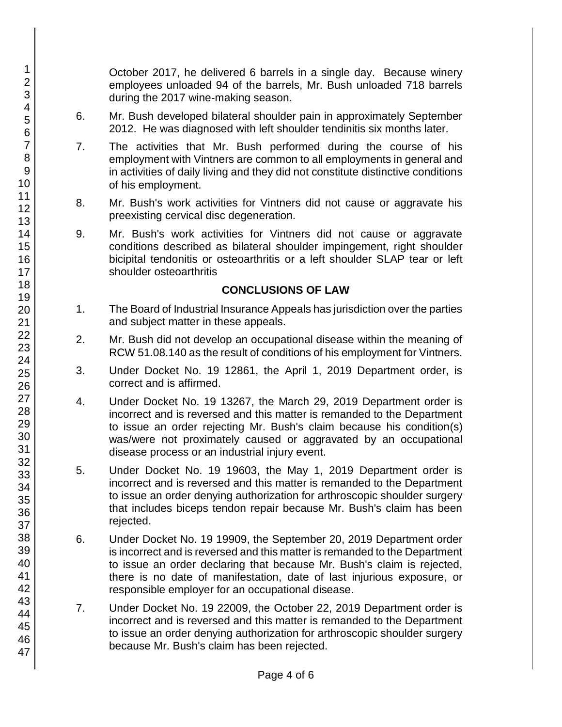October 2017, he delivered 6 barrels in a single day. Because winery employees unloaded 94 of the barrels, Mr. Bush unloaded 718 barrels during the 2017 wine-making season.

6. Mr. Bush developed bilateral shoulder pain in approximately September 2012. He was diagnosed with left shoulder tendinitis six months later.

7. The activities that Mr. Bush performed during the course of his employment with Vintners are common to all employments in general and in activities of daily living and they did not constitute distinctive conditions of his employment.

8. Mr. Bush's work activities for Vintners did not cause or aggravate his preexisting cervical disc degeneration.

9. Mr. Bush's work activities for Vintners did not cause or aggravate conditions described as bilateral shoulder impingement, right shoulder bicipital tendonitis or osteoarthritis or a left shoulder SLAP tear or left shoulder osteoarthritis

## CONCLUSIONS OF LAW

1. The Board of Industrial Insurance Appeals has jurisdiction over the parties and subject matter in these appeals.

2. Mr. Bush did not develop an occupational disease within the meaning of RCW 51.08.140 as the result of conditions of his employment for Vintners.

3. Under Docket No. 19 12861, the April 1, 2019 Department order, is correct and is affirmed.

4. Under Docket No. 19 13267, the March 29, 2019 Department order is incorrect and is reversed and this matter is remanded to the Department to issue an order rejecting Mr. Bush's claim because his condition(s) was/were not proximately caused or aggravated by an occupational disease process or an industrial injury event.

5. Under Docket No. 19 19603, the May 1, 2019 Department order is incorrect and is reversed and this matter is remanded to the Department to issue an order denying authorization for arthroscopic shoulder surgery that includes biceps tendon repair because Mr. Bush's claim has been rejected.

6. Under Docket No. 19 19909, the September 20, 2019 Department order is incorrect and is reversed and this matter is remanded to the Department to issue an order declaring that because Mr. Bush's claim is rejected, there is no date of manifestation, date of last injurious exposure, or responsible employer for an occupational disease.

7. Under Docket No. 19 22009, the October 22, 2019 Department order is incorrect and is reversed and this matter is remanded to the Department to issue an order denying authorization for arthroscopic shoulder surgery because Mr. Bush's claim has been rejected.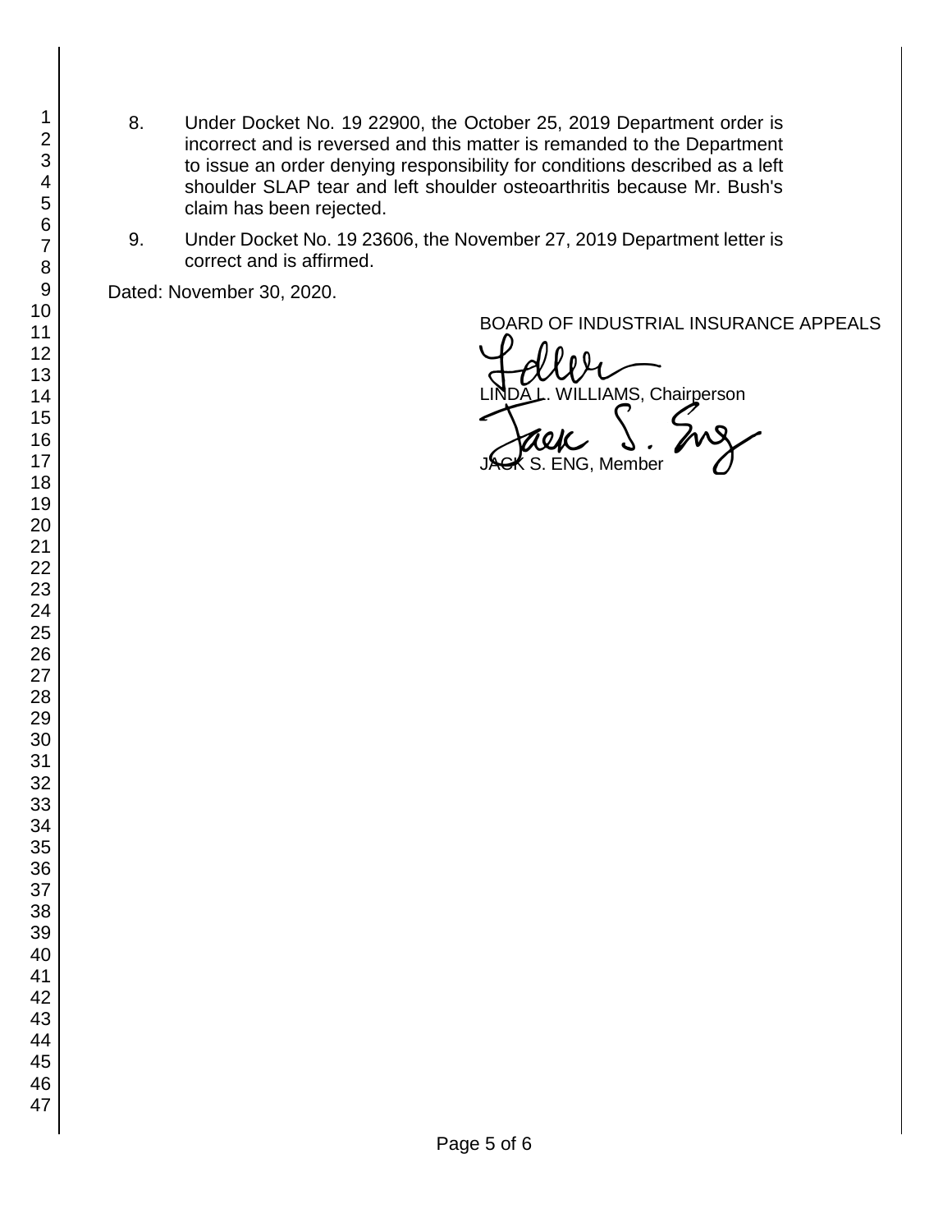8. Under Docket No. 19 22900, the October 25, 2019 Department order is incorrect and is reversed and this matter is remanded to the Department to issue an order denying responsibility for conditions described as a left shoulder SLAP tear and left shoulder osteoarthritis because Mr. Bush's claim has been rejected.

9. Under Docket No. 19 23606, the November 27, 2019 Department letter is correct and is affirmed.

Dated: November 30, 2020.

BOARD OF INDUSTRIAL INSURANCE APPEALS

LINDA L. WILLIAMS, Chairperson

JACK S. ENG, Member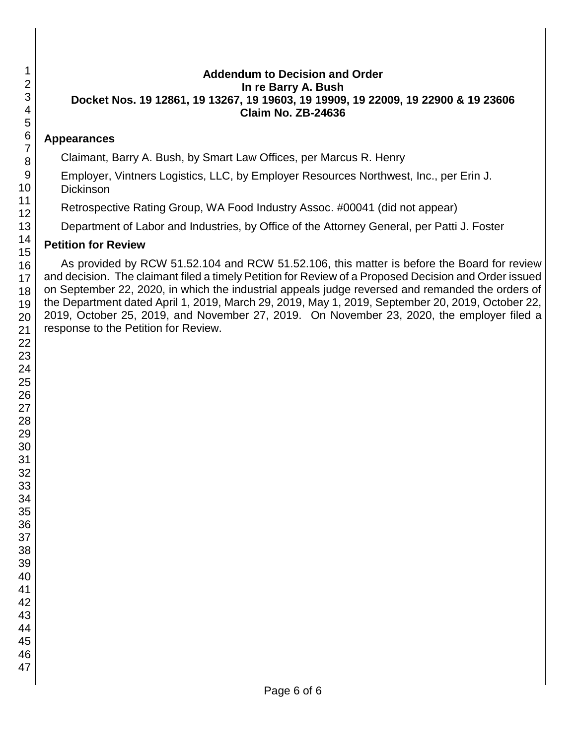**Addendum to Decision and Order**
**In re Barry A. Bush**
**Docket Nos. 19 12861, 19 13267, 19 19603, 19 19909, 19 22009, 19 22900 & 19 23606**
**Claim No. ZB-24636**

## Appearances

Claimant, Barry A. Bush, by Smart Law Offices, per Marcus R. Henry

Employer, Vintners Logistics, LLC, by Employer Resources Northwest, Inc., per Erin J. Dickinson

Retrospective Rating Group, WA Food Industry Assoc. #00041 (did not appear)

Department of Labor and Industries, by Office of the Attorney General, per Patti J. Foster

## Petition for Review

As provided by RCW 51.52.104 and RCW 51.52.106, this matter is before the Board for review and decision. The claimant filed a timely Petition for Review of a Proposed Decision and Order issued on September 22, 2020, in which the industrial appeals judge reversed and remanded the orders of the Department dated April 1, 2019, March 29, 2019, May 1, 2019, September 20, 2019, October 22, 2019, October 25, 2019, and November 27, 2019. On November 23, 2020, the employer filed a response to the Petition for Review.